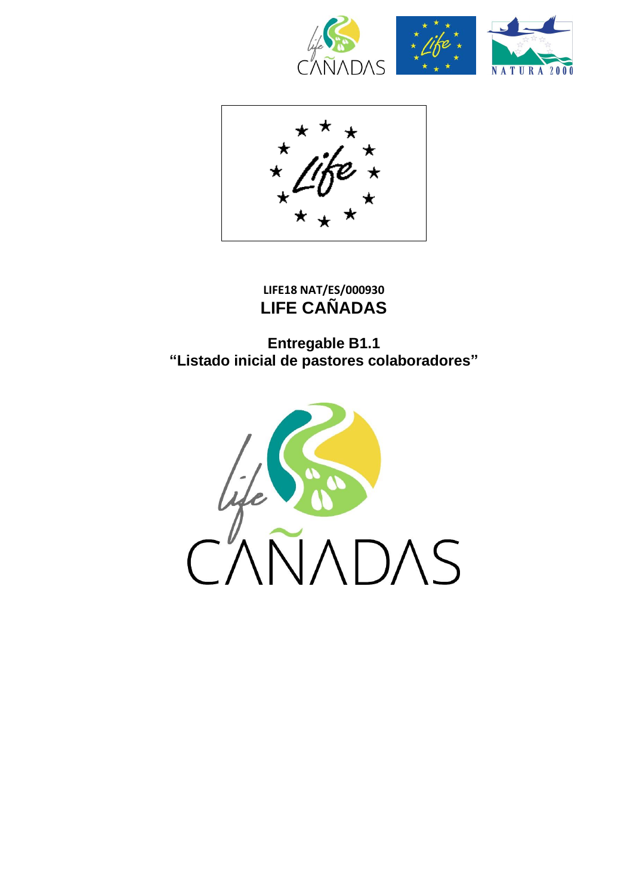**LIFE18 NAT/ES/000930**

# LIFE CAÑADAS

## Entregable B1.1
## "Listado inicial de pastores colaboradores"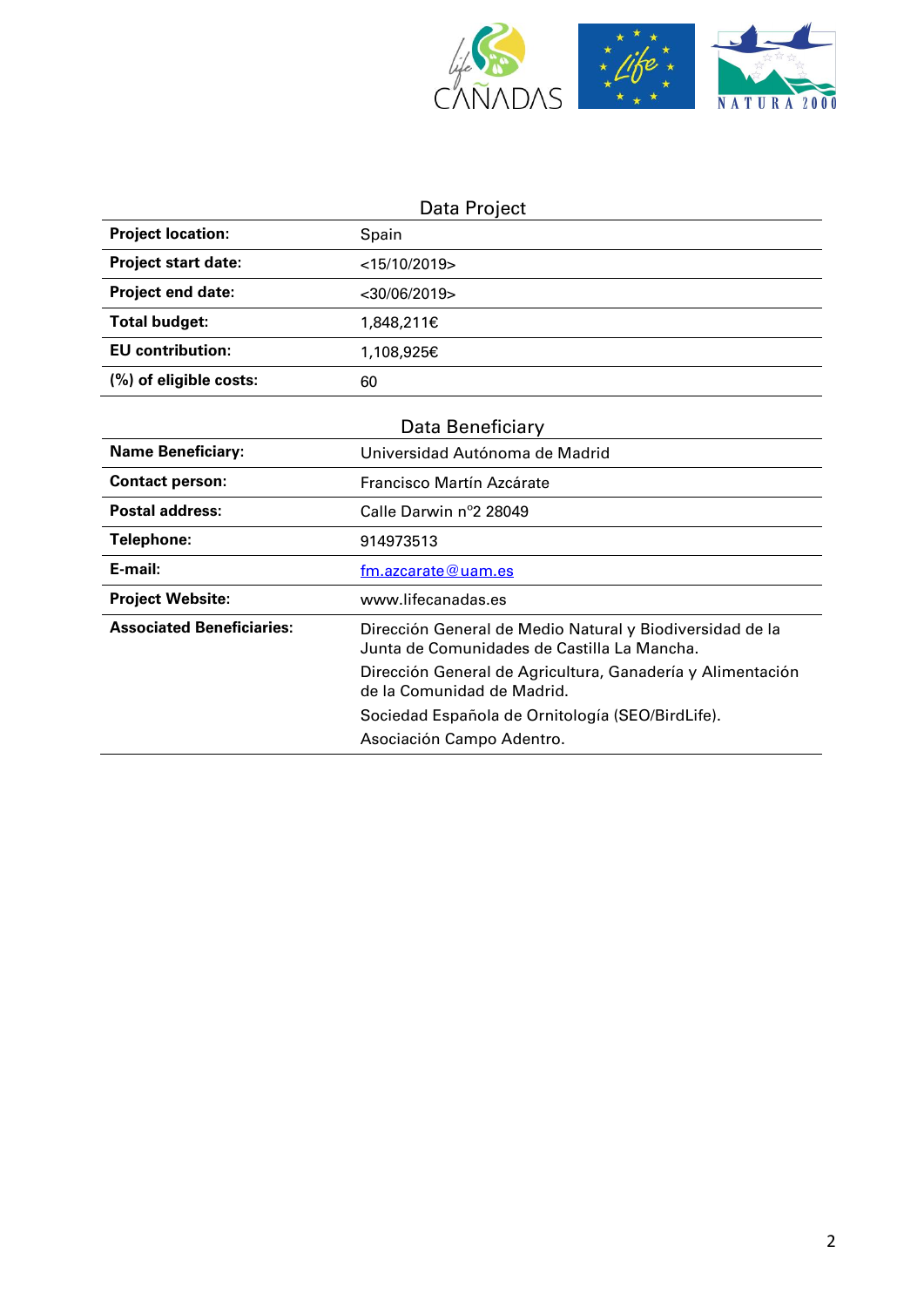## Data Project

| Project location: | Spain |
|---|---|
| Project start date: | <15/10/2019> |
| Project end date: | <30/06/2019> |
| Total budget: | 1,848,211€ |
| EU contribution: | 1,108,925€ |
| (%) of eligible costs: | 60 |

## Data Beneficiary

| Name Beneficiary: | Universidad Autónoma de Madrid |
|---|---|
| Contact person: | Francisco Martín Azcárate |
| Postal address: | Calle Darwin nº2 28049 |
| Telephone: | 914973513 |
| E-mail: | fm.azcarate@uam.es |
| Project Website: | www.lifecanadas.es |
| Associated Beneficiaries: | Dirección General de Medio Natural y Biodiversidad de la Junta de Comunidades de Castilla La Mancha.<br>Dirección General de Agricultura, Ganadería y Alimentación de la Comunidad de Madrid.<br>Sociedad Española de Ornitología (SEO/BirdLife).<br>Asociación Campo Adentro. |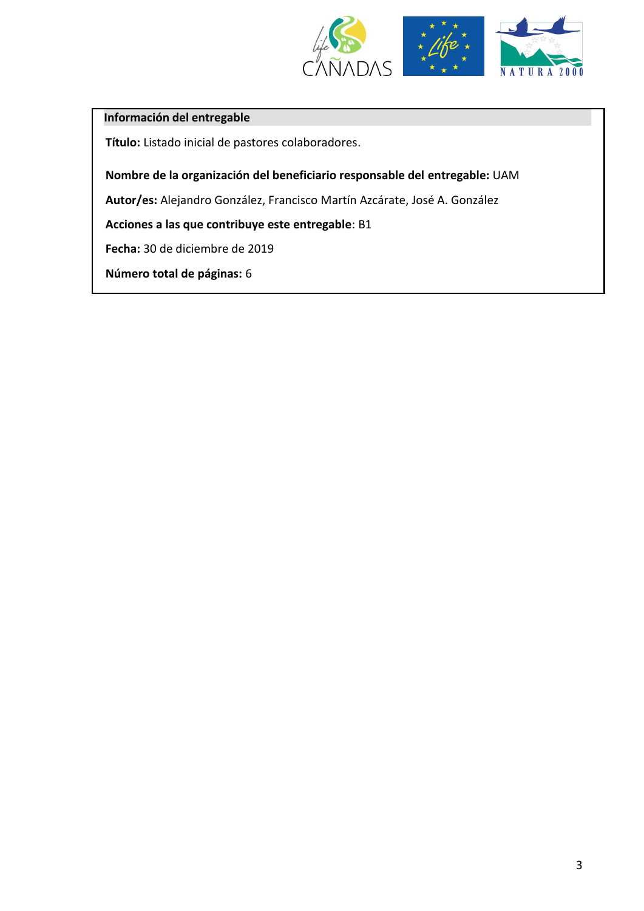**Información del entregable**

**Título:** Listado inicial de pastores colaboradores.

**Nombre de la organización del beneficiario responsable del entregable:** UAM

**Autor/es:** Alejandro González, Francisco Martín Azcárate, José A. González

**Acciones a las que contribuye este entregable**: B1

**Fecha:** 30 de diciembre de 2019

**Número total de páginas:** 6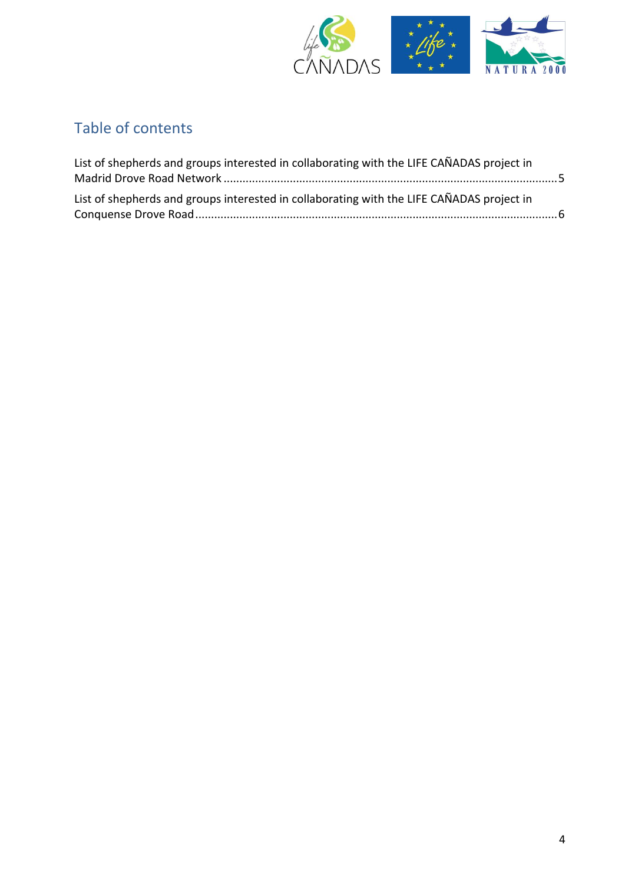# Table of contents

List of shepherds and groups interested in collaborating with the LIFE CAÑADAS project in Madrid Drove Road Network ........................................................................................................5

List of shepherds and groups interested in collaborating with the LIFE CAÑADAS project in Conquense Drove Road ................................................................................................................6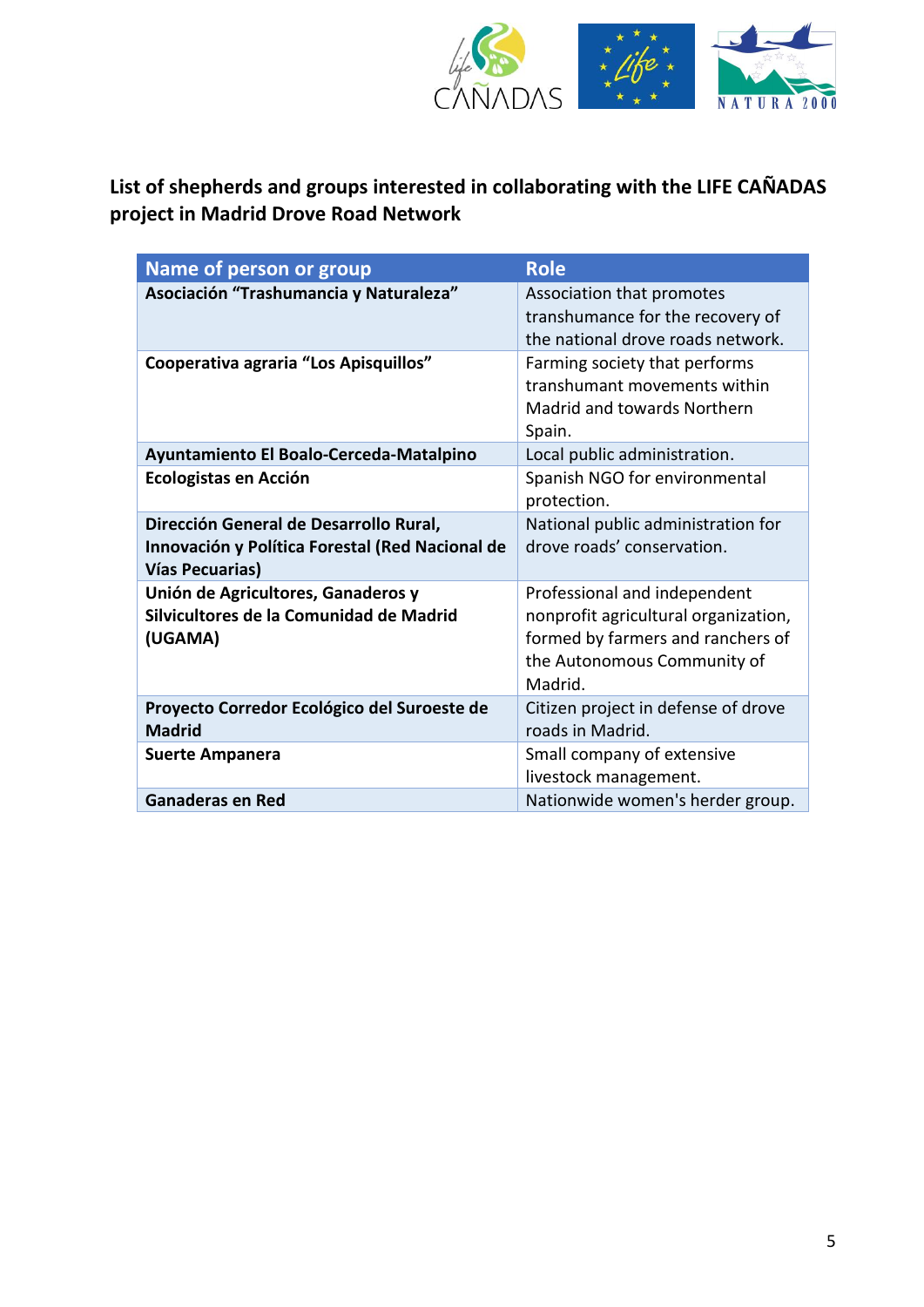**List of shepherds and groups interested in collaborating with the LIFE CAÑADAS project in Madrid Drove Road Network**

| Name of person or group | Role |
|---|---|
| **Asociación "Trashumancia y Naturaleza"** | Association that promotes transhumance for the recovery of the national drove roads network. |
| **Cooperativa agraria "Los Apisquillos"** | Farming society that performs transhumant movements within Madrid and towards Northern Spain. |
| **Ayuntamiento El Boalo-Cerceda-Matalpino** | Local public administration. |
| **Ecologistas en Acción** | Spanish NGO for environmental protection. |
| **Dirección General de Desarrollo Rural, Innovación y Política Forestal (Red Nacional de Vías Pecuarias)** | National public administration for drove roads' conservation. |
| **Unión de Agricultores, Ganaderos y Silvicultores de la Comunidad de Madrid (UGAMA)** | Professional and independent nonprofit agricultural organization, formed by farmers and ranchers of the Autonomous Community of Madrid. |
| **Proyecto Corredor Ecológico del Suroeste de Madrid** | Citizen project in defense of drove roads in Madrid. |
| **Suerte Ampanera** | Small company of extensive livestock management. |
| **Ganaderas en Red** | Nationwide women's herder group. |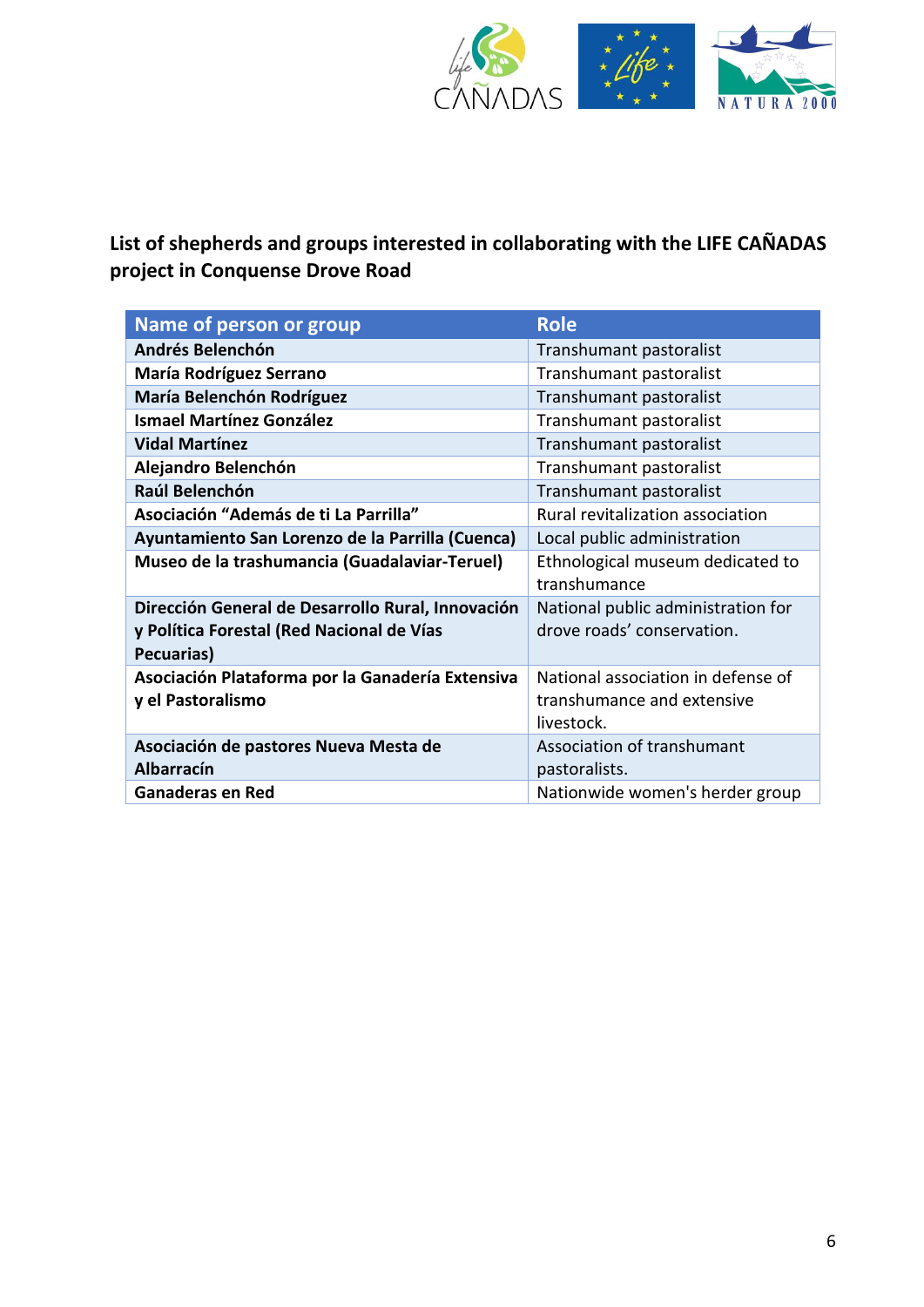**List of shepherds and groups interested in collaborating with the LIFE CAÑADAS project in Conquense Drove Road**

| Name of person or group | Role |
|---|---|
| **Andrés Belenchón** | Transhumant pastoralist |
| **María Rodríguez Serrano** | Transhumant pastoralist |
| **María Belenchón Rodríguez** | Transhumant pastoralist |
| **Ismael Martínez González** | Transhumant pastoralist |
| **Vidal Martínez** | Transhumant pastoralist |
| **Alejandro Belenchón** | Transhumant pastoralist |
| **Raúl Belenchón** | Transhumant pastoralist |
| **Asociación "Además de ti La Parrilla"** | Rural revitalization association |
| **Ayuntamiento San Lorenzo de la Parrilla (Cuenca)** | Local public administration |
| **Museo de la trashumancia (Guadalaviar-Teruel)** | Ethnological museum dedicated to transhumance |
| **Dirección General de Desarrollo Rural, Innovación y Política Forestal (Red Nacional de Vías Pecuarias)** | National public administration for drove roads' conservation. |
| **Asociación Plataforma por la Ganadería Extensiva y el Pastoralismo** | National association in defense of transhumance and extensive livestock. |
| **Asociación de pastores Nueva Mesta de Albarracín** | Association of transhumant pastoralists. |
| **Ganaderas en Red** | Nationwide women's herder group |